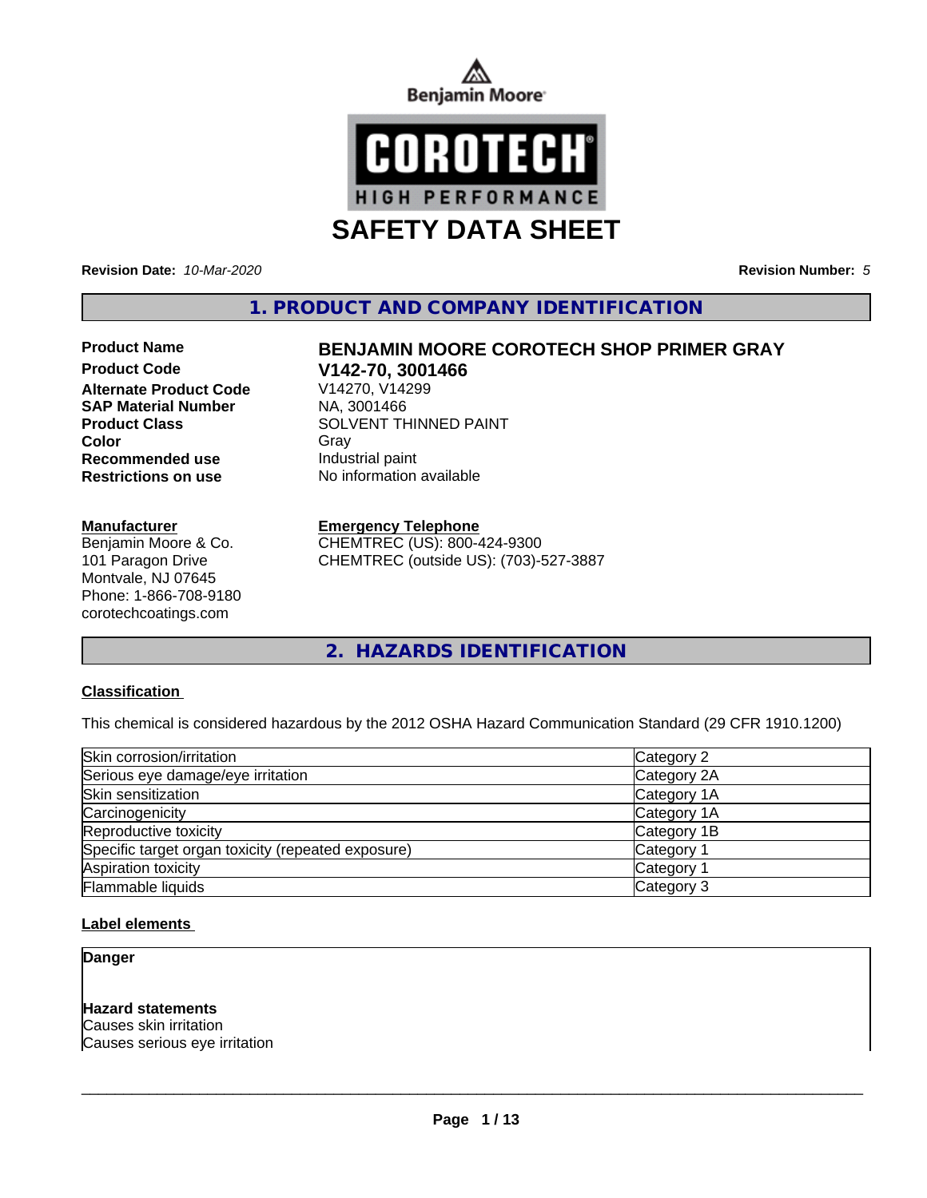Benjamin Moore

COROTECH HIGH PERFORMANCE

# SAFETY DATA SHEET

**Revision Date:** *10-Mar-2020* **Revision Number:** *5*

## 1. PRODUCT AND COMPANY IDENTIFICATION

| | |
|---|---|
| **Product Name** | **BENJAMIN MOORE COROTECH SHOP PRIMER GRAY** |
| **Product Code** | **V142-70, 3001466** |
| **Alternate Product Code** | V14270, V14299 |
| **SAP Material Number** | NA, 3001466 |
| **Product Class** | SOLVENT THINNED PAINT |
| **Color** | Gray |
| **Recommended use** | Industrial paint |
| **Restrictions on use** | No information available |

**Manufacturer**
Benjamin Moore & Co.
101 Paragon Drive
Montvale, NJ 07645
Phone: 1-866-708-9180
corotechcoatings.com

**Emergency Telephone**
CHEMTREC (US): 800-424-9300
CHEMTREC (outside US): (703)-527-3887

## 2. HAZARDS IDENTIFICATION

### Classification

This chemical is considered hazardous by the 2012 OSHA Hazard Communication Standard (29 CFR 1910.1200)

| | |
|---|---|
| Skin corrosion/irritation | Category 2 |
| Serious eye damage/eye irritation | Category 2A |
| Skin sensitization | Category 1A |
| Carcinogenicity | Category 1A |
| Reproductive toxicity | Category 1B |
| Specific target organ toxicity (repeated exposure) | Category 1 |
| Aspiration toxicity | Category 1 |
| Flammable liquids | Category 3 |

### Label elements

**Danger**

**Hazard statements**
Causes skin irritation
Causes serious eye irritation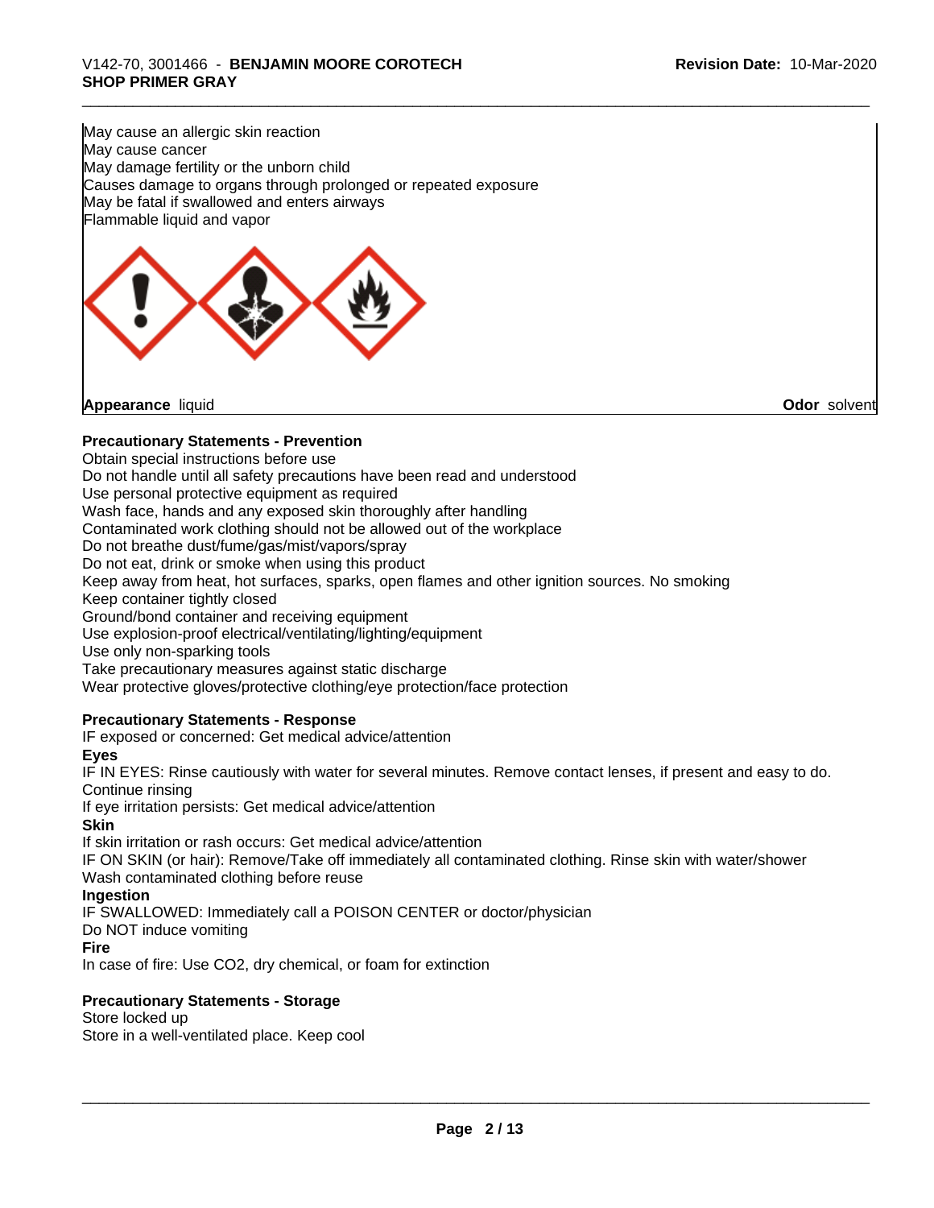May cause an allergic skin reaction
May cause cancer
May damage fertility or the unborn child
Causes damage to organs through prolonged or repeated exposure
May be fatal if swallowed and enters airways
Flammable liquid and vapor

**Appearance** liquid **Odor** solvent

**Precautionary Statements - Prevention**

Obtain special instructions before use
Do not handle until all safety precautions have been read and understood
Use personal protective equipment as required
Wash face, hands and any exposed skin thoroughly after handling
Contaminated work clothing should not be allowed out of the workplace
Do not breathe dust/fume/gas/mist/vapors/spray
Do not eat, drink or smoke when using this product
Keep away from heat, hot surfaces, sparks, open flames and other ignition sources. No smoking
Keep container tightly closed
Ground/bond container and receiving equipment
Use explosion-proof electrical/ventilating/lighting/equipment
Use only non-sparking tools
Take precautionary measures against static discharge
Wear protective gloves/protective clothing/eye protection/face protection

**Precautionary Statements - Response**

IF exposed or concerned: Get medical advice/attention

**Eyes**

IF IN EYES: Rinse cautiously with water for several minutes. Remove contact lenses, if present and easy to do. Continue rinsing
If eye irritation persists: Get medical advice/attention

**Skin**

If skin irritation or rash occurs: Get medical advice/attention
IF ON SKIN (or hair): Remove/Take off immediately all contaminated clothing. Rinse skin with water/shower
Wash contaminated clothing before reuse

**Ingestion**

IF SWALLOWED: Immediately call a POISON CENTER or doctor/physician
Do NOT induce vomiting

**Fire**

In case of fire: Use $CO_2$, dry chemical, or foam for extinction

**Precautionary Statements - Storage**

Store locked up
Store in a well-ventilated place. Keep cool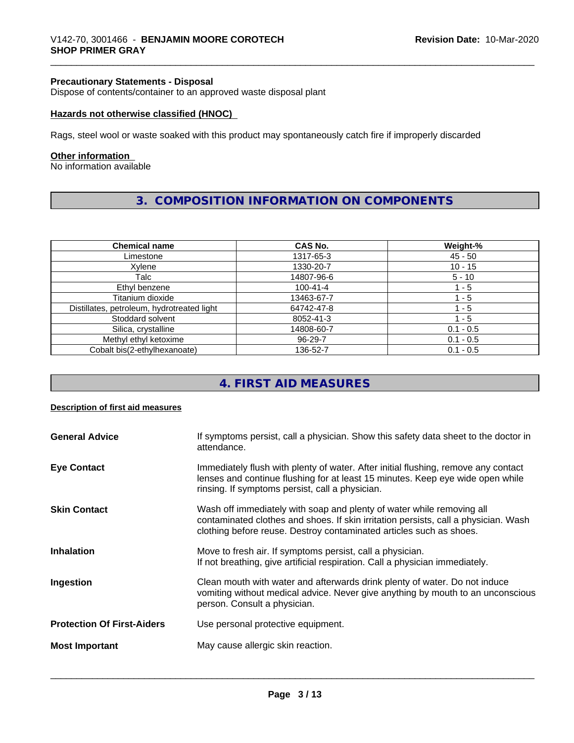#### Precautionary Statements - Disposal

Dispose of contents/container to an approved waste disposal plant

#### Hazards not otherwise classified (HNOC)

Rags, steel wool or waste soaked with this product may spontaneously catch fire if improperly discarded

#### Other information

No information available

## 3. COMPOSITION INFORMATION ON COMPONENTS

| Chemical name | CAS No. | Weight-% |
|---|---|---|
| Limestone | 1317-65-3 | 45 - 50 |
| Xylene | 1330-20-7 | 10 - 15 |
| Talc | 14807-96-6 | 5 - 10 |
| Ethyl benzene | 100-41-4 | 1 - 5 |
| Titanium dioxide | 13463-67-7 | 1 - 5 |
| Distillates, petroleum, hydrotreated light | 64742-47-8 | 1 - 5 |
| Stoddard solvent | 8052-41-3 | 1 - 5 |
| Silica, crystalline | 14808-60-7 | 0.1 - 0.5 |
| Methyl ethyl ketoxime | 96-29-7 | 0.1 - 0.5 |
| Cobalt bis(2-ethylhexanoate) | 136-52-7 | 0.1 - 0.5 |

## 4. FIRST AID MEASURES

#### Description of first aid measures

**General Advice**: If symptoms persist, call a physician. Show this safety data sheet to the doctor in attendance.

**Eye Contact**: Immediately flush with plenty of water. After initial flushing, remove any contact lenses and continue flushing for at least 15 minutes. Keep eye wide open while rinsing. If symptoms persist, call a physician.

**Skin Contact**: Wash off immediately with soap and plenty of water while removing all contaminated clothes and shoes. If skin irritation persists, call a physician. Wash clothing before reuse. Destroy contaminated articles such as shoes.

**Inhalation**: Move to fresh air. If symptoms persist, call a physician.
If not breathing, give artificial respiration. Call a physician immediately.

**Ingestion**: Clean mouth with water and afterwards drink plenty of water. Do not induce vomiting without medical advice. Never give anything by mouth to an unconscious person. Consult a physician.

**Protection Of First-Aiders**: Use personal protective equipment.

**Most Important**: May cause allergic skin reaction.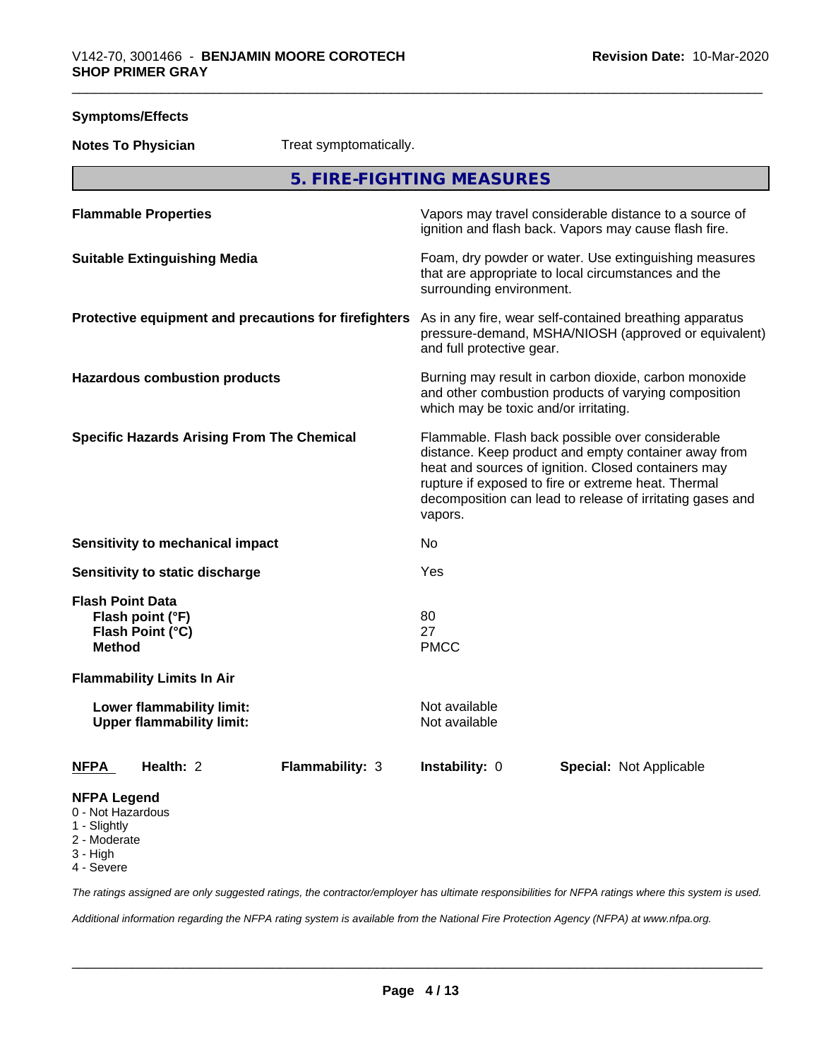**Symptoms/Effects**

**Notes To Physician** Treat symptomatically.

## 5. FIRE-FIGHTING MEASURES

| | |
|---|---|
| **Flammable Properties** | Vapors may travel considerable distance to a source of ignition and flash back. Vapors may cause flash fire. |
| **Suitable Extinguishing Media** | Foam, dry powder or water. Use extinguishing measures that are appropriate to local circumstances and the surrounding environment. |
| **Protective equipment and precautions for firefighters** | As in any fire, wear self-contained breathing apparatus pressure-demand, MSHA/NIOSH (approved or equivalent) and full protective gear. |
| **Hazardous combustion products** | Burning may result in carbon dioxide, carbon monoxide and other combustion products of varying composition which may be toxic and/or irritating. |
| **Specific Hazards Arising From The Chemical** | Flammable. Flash back possible over considerable distance. Keep product and empty container away from heat and sources of ignition. Closed containers may rupture if exposed to fire or extreme heat. Thermal decomposition can lead to release of irritating gases and vapors. |
| **Sensitivity to mechanical impact** | No |
| **Sensitivity to static discharge** | Yes |

**Flash Point Data**

| | |
|---|---|
| **Flash point (°F)** | 80 |
| **Flash Point (°C)** | 27 |
| **Method** | PMCC |

**Flammability Limits In Air**

| | |
|---|---|
| **Lower flammability limit:** | Not available |
| **Upper flammability limit:** | Not available |

| **NFPA** | **Health:** 2 | **Flammability:** 3 | **Instability:** 0 | **Special:** Not Applicable |
|---|---|---|---|---|

**NFPA Legend**
0 - Not Hazardous
1 - Slightly
2 - Moderate
3 - High
4 - Severe

*The ratings assigned are only suggested ratings, the contractor/employer has ultimate responsibilities for NFPA ratings where this system is used.*

*Additional information regarding the NFPA rating system is available from the National Fire Protection Agency (NFPA) at www.nfpa.org.*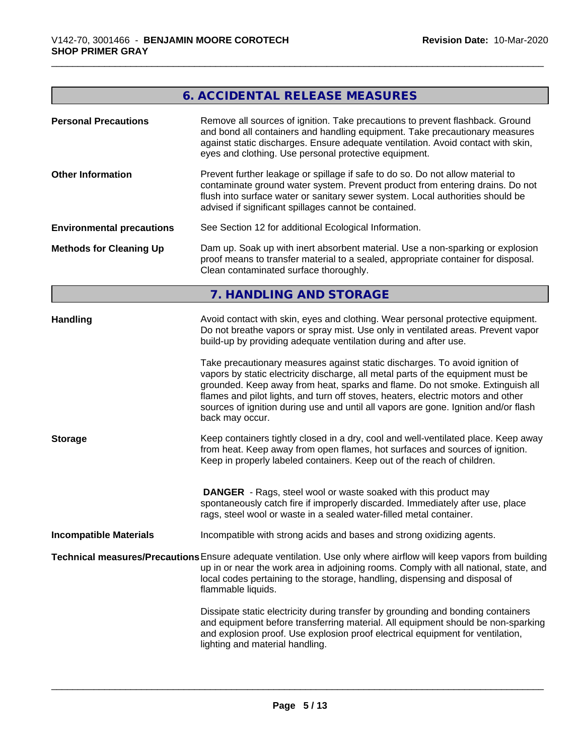## 6. ACCIDENTAL RELEASE MEASURES

**Personal Precautions**
Remove all sources of ignition. Take precautions to prevent flashback. Ground and bond all containers and handling equipment. Take precautionary measures against static discharges. Ensure adequate ventilation. Avoid contact with skin, eyes and clothing. Use personal protective equipment.

**Other Information**
Prevent further leakage or spillage if safe to do so. Do not allow material to contaminate ground water system. Prevent product from entering drains. Do not flush into surface water or sanitary sewer system. Local authorities should be advised if significant spillages cannot be contained.

**Environmental precautions**
See Section 12 for additional Ecological Information.

**Methods for Cleaning Up**
Dam up. Soak up with inert absorbent material. Use a non-sparking or explosion proof means to transfer material to a sealed, appropriate container for disposal. Clean contaminated surface thoroughly.

## 7. HANDLING AND STORAGE

**Handling**
Avoid contact with skin, eyes and clothing. Wear personal protective equipment. Do not breathe vapors or spray mist. Use only in ventilated areas. Prevent vapor build-up by providing adequate ventilation during and after use.

Take precautionary measures against static discharges. To avoid ignition of vapors by static electricity discharge, all metal parts of the equipment must be grounded. Keep away from heat, sparks and flame. Do not smoke. Extinguish all flames and pilot lights, and turn off stoves, heaters, electric motors and other sources of ignition during use and until all vapors are gone. Ignition and/or flash back may occur.

**Storage**
Keep containers tightly closed in a dry, cool and well-ventilated place. Keep away from heat. Keep away from open flames, hot surfaces and sources of ignition. Keep in properly labeled containers. Keep out of the reach of children.

**DANGER** - Rags, steel wool or waste soaked with this product may spontaneously catch fire if improperly discarded. Immediately after use, place rags, steel wool or waste in a sealed water-filled metal container.

**Incompatible Materials**
Incompatible with strong acids and bases and strong oxidizing agents.

**Technical measures/Precautions**
Ensure adequate ventilation. Use only where airflow will keep vapors from building up in or near the work area in adjoining rooms. Comply with all national, state, and local codes pertaining to the storage, handling, dispensing and disposal of flammable liquids.

Dissipate static electricity during transfer by grounding and bonding containers and equipment before transferring material. All equipment should be non-sparking and explosion proof. Use explosion proof electrical equipment for ventilation, lighting and material handling.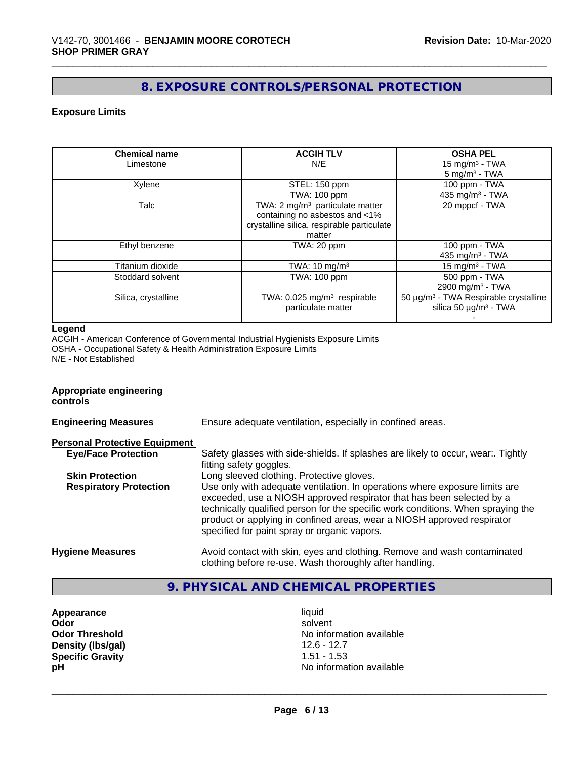## 8. EXPOSURE CONTROLS/PERSONAL PROTECTION

**Exposure Limits**

| Chemical name | ACGIH TLV | OSHA PEL |
|---|---|---|
| Limestone | N/E | 15 mg/m³ - TWA<br>5 mg/m³ - TWA |
| Xylene | STEL: 150 ppm<br>TWA: 100 ppm | 100 ppm - TWA<br>435 mg/m³ - TWA |
| Talc | TWA: 2 mg/m³ particulate matter containing no asbestos and <1% crystalline silica, respirable particulate matter | 20 mppcf - TWA |
| Ethyl benzene | TWA: 20 ppm | 100 ppm - TWA<br>435 mg/m³ - TWA |
| Titanium dioxide | TWA: 10 mg/m³ | 15 mg/m³ - TWA |
| Stoddard solvent | TWA: 100 ppm | 500 ppm - TWA<br>2900 mg/m³ - TWA |
| Silica, crystalline | TWA: 0.025 mg/m³ respirable particulate matter | 50 µg/m³ - TWA Respirable crystalline silica 50 µg/m³ - TWA<br>- |

**Legend**

ACGIH - American Conference of Governmental Industrial Hygienists Exposure Limits
OSHA - Occupational Safety & Health Administration Exposure Limits
N/E - Not Established

**Appropriate engineering controls**

**Engineering Measures** Ensure adequate ventilation, especially in confined areas.

**Personal Protective Equipment**

**Eye/Face Protection** Safety glasses with side-shields. If splashes are likely to occur, wear:. Tightly fitting safety goggles.

**Skin Protection** Long sleeved clothing. Protective gloves.

**Respiratory Protection** Use only with adequate ventilation. In operations where exposure limits are exceeded, use a NIOSH approved respirator that has been selected by a technically qualified person for the specific work conditions. When spraying the product or applying in confined areas, wear a NIOSH approved respirator specified for paint spray or organic vapors.

**Hygiene Measures** Avoid contact with skin, eyes and clothing. Remove and wash contaminated clothing before re-use. Wash thoroughly after handling.

## 9. PHYSICAL AND CHEMICAL PROPERTIES

| | |
|---|---|
| **Appearance** | liquid |
| **Odor** | solvent |
| **Odor Threshold** | No information available |
| **Density (lbs/gal)** | 12.6 - 12.7 |
| **Specific Gravity** | 1.51 - 1.53 |
| **pH** | No information available |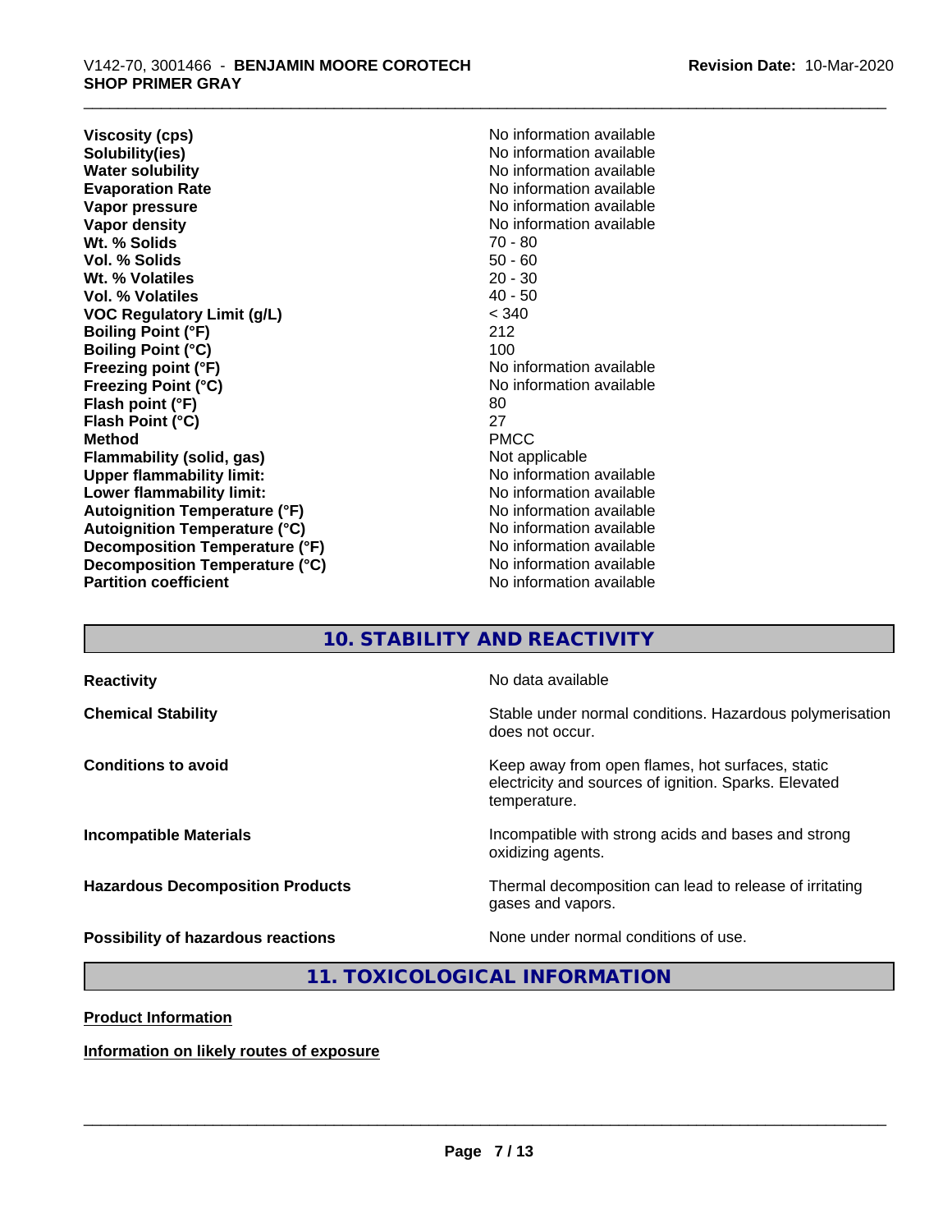| | |
|---|---|
| **Viscosity (cps)** | No information available |
| **Solubility(ies)** | No information available |
| **Water solubility** | No information available |
| **Evaporation Rate** | No information available |
| **Vapor pressure** | No information available |
| **Vapor density** | No information available |
| **Wt. % Solids** | 70 - 80 |
| **Vol. % Solids** | 50 - 60 |
| **Wt. % Volatiles** | 20 - 30 |
| **Vol. % Volatiles** | 40 - 50 |
| **VOC Regulatory Limit (g/L)** | < 340 |
| **Boiling Point (°F)** | 212 |
| **Boiling Point (°C)** | 100 |
| **Freezing point (°F)** | No information available |
| **Freezing Point (°C)** | No information available |
| **Flash point (°F)** | 80 |
| **Flash Point (°C)** | 27 |
| **Method** | PMCC |
| **Flammability (solid, gas)** | Not applicable |
| **Upper flammability limit:** | No information available |
| **Lower flammability limit:** | No information available |
| **Autoignition Temperature (°F)** | No information available |
| **Autoignition Temperature (°C)** | No information available |
| **Decomposition Temperature (°F)** | No information available |
| **Decomposition Temperature (°C)** | No information available |
| **Partition coefficient** | No information available |

## 10. STABILITY AND REACTIVITY

| | |
|---|---|
| **Reactivity** | No data available |
| **Chemical Stability** | Stable under normal conditions. Hazardous polymerisation does not occur. |
| **Conditions to avoid** | Keep away from open flames, hot surfaces, static electricity and sources of ignition. Sparks. Elevated temperature. |
| **Incompatible Materials** | Incompatible with strong acids and bases and strong oxidizing agents. |
| **Hazardous Decomposition Products** | Thermal decomposition can lead to release of irritating gases and vapors. |
| **Possibility of hazardous reactions** | None under normal conditions of use. |

## 11. TOXICOLOGICAL INFORMATION

**Product Information**

**Information on likely routes of exposure**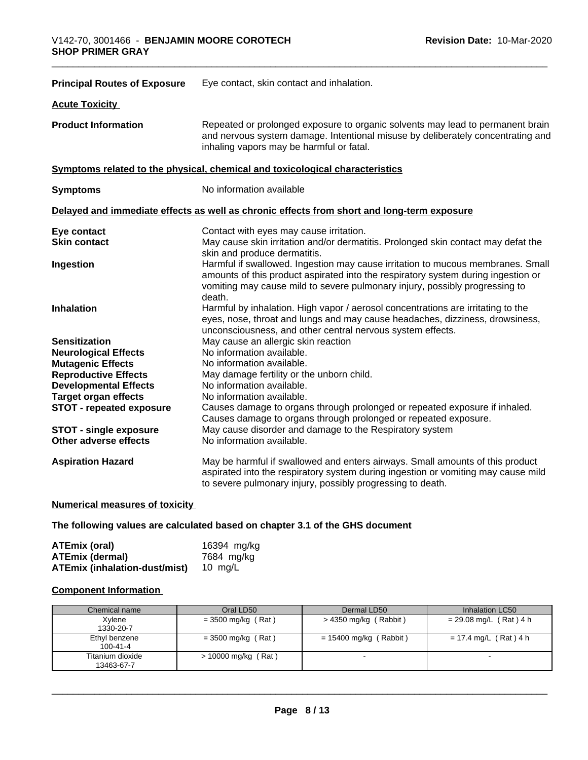**Principal Routes of Exposure** Eye contact, skin contact and inhalation.

**Acute Toxicity**

**Product Information** Repeated or prolonged exposure to organic solvents may lead to permanent brain and nervous system damage. Intentional misuse by deliberately concentrating and inhaling vapors may be harmful or fatal.

**Symptoms related to the physical, chemical and toxicological characteristics**

**Symptoms** No information available

**Delayed and immediate effects as well as chronic effects from short and long-term exposure**

**Eye contact** Contact with eyes may cause irritation.

**Skin contact** May cause skin irritation and/or dermatitis. Prolonged skin contact may defat the skin and produce dermatitis.

**Ingestion** Harmful if swallowed. Ingestion may cause irritation to mucous membranes. Small amounts of this product aspirated into the respiratory system during ingestion or vomiting may cause mild to severe pulmonary injury, possibly progressing to death.

**Inhalation** Harmful by inhalation. High vapor / aerosol concentrations are irritating to the eyes, nose, throat and lungs and may cause headaches, dizziness, drowsiness, unconsciousness, and other central nervous system effects.

**Sensitization** May cause an allergic skin reaction

**Neurological Effects** No information available.

**Mutagenic Effects** No information available.

**Reproductive Effects** May damage fertility or the unborn child.

**Developmental Effects** No information available.

**Target organ effects** No information available.

**STOT - repeated exposure** Causes damage to organs through prolonged or repeated exposure if inhaled. Causes damage to organs through prolonged or repeated exposure.

**STOT - single exposure** May cause disorder and damage to the Respiratory system

**Other adverse effects** No information available.

**Aspiration Hazard** May be harmful if swallowed and enters airways. Small amounts of this product aspirated into the respiratory system during ingestion or vomiting may cause mild to severe pulmonary injury, possibly progressing to death.

**Numerical measures of toxicity**

**The following values are calculated based on chapter 3.1 of the GHS document**

| | |
|---|---|
| **ATEmix (oral)** | 16394 mg/kg |
| **ATEmix (dermal)** | 7684 mg/kg |
| **ATEmix (inhalation-dust/mist)** | 10 mg/L |

**Component Information**

| Chemical name | Oral LD50 | Dermal LD50 | Inhalation LC50 |
|---|---|---|---|
| Xylene<br>1330-20-7 | = 3500 mg/kg ( Rat ) | > 4350 mg/kg ( Rabbit ) | = 29.08 mg/L ( Rat ) 4 h |
| Ethyl benzene<br>100-41-4 | = 3500 mg/kg ( Rat ) | = 15400 mg/kg ( Rabbit ) | = 17.4 mg/L ( Rat ) 4 h |
| Titanium dioxide<br>13463-67-7 | > 10000 mg/kg ( Rat ) | - | - |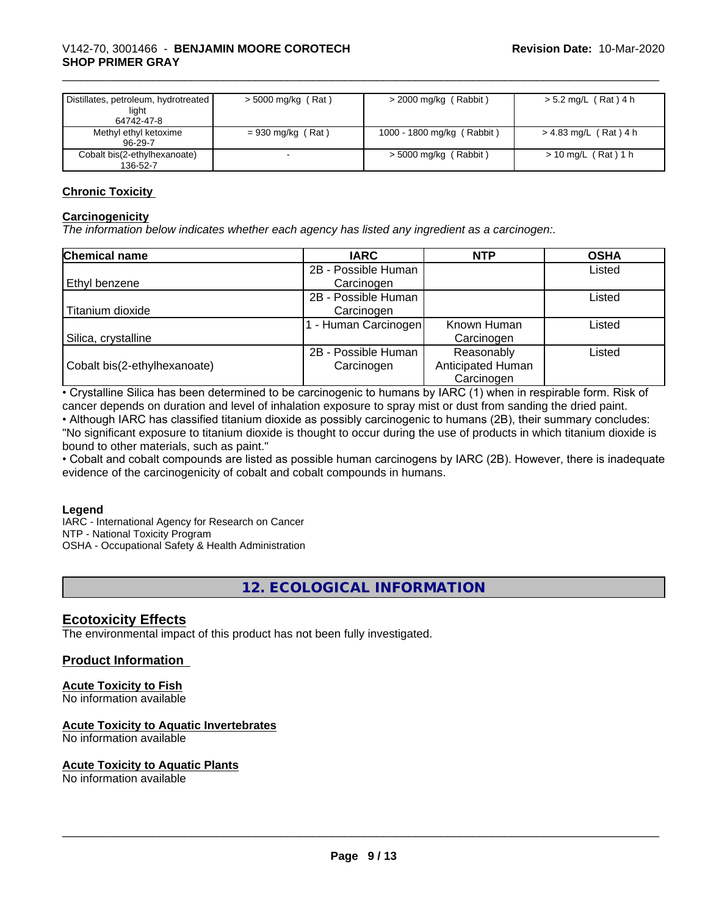| | | | |
|---|---|---|---|
| Distillates, petroleum, hydrotreated light 64742-47-8 | > 5000 mg/kg ( Rat ) | > 2000 mg/kg ( Rabbit ) | > 5.2 mg/L ( Rat ) 4 h |
| Methyl ethyl ketoxime 96-29-7 | = 930 mg/kg ( Rat ) | 1000 - 1800 mg/kg ( Rabbit ) | > 4.83 mg/L ( Rat ) 4 h |
| Cobalt bis(2-ethylhexanoate) 136-52-7 | - | > 5000 mg/kg ( Rabbit ) | > 10 mg/L ( Rat ) 1 h |

## Chronic Toxicity

### Carcinogenicity

*The information below indicates whether each agency has listed any ingredient as a carcinogen:.*

| Chemical name | IARC | NTP | OSHA |
|---|---|---|---|
| Ethyl benzene | 2B - Possible Human Carcinogen | | Listed |
| Titanium dioxide | 2B - Possible Human Carcinogen | | Listed |
| Silica, crystalline | 1 - Human Carcinogen | Known Human Carcinogen | Listed |
| Cobalt bis(2-ethylhexanoate) | 2B - Possible Human Carcinogen | Reasonably Anticipated Human Carcinogen | Listed |

• Crystalline Silica has been determined to be carcinogenic to humans by IARC (1) when in respirable form. Risk of cancer depends on duration and level of inhalation exposure to spray mist or dust from sanding the dried paint.
• Although IARC has classified titanium dioxide as possibly carcinogenic to humans (2B), their summary concludes: "No significant exposure to titanium dioxide is thought to occur during the use of products in which titanium dioxide is bound to other materials, such as paint."
• Cobalt and cobalt compounds are listed as possible human carcinogens by IARC (2B). However, there is inadequate evidence of the carcinogenicity of cobalt and cobalt compounds in humans.

**Legend**
IARC - International Agency for Research on Cancer
NTP - National Toxicity Program
OSHA - Occupational Safety & Health Administration

# 12. ECOLOGICAL INFORMATION

## Ecotoxicity Effects

The environmental impact of this product has not been fully investigated.

## Product Information

### Acute Toxicity to Fish

No information available

### Acute Toxicity to Aquatic Invertebrates

No information available

### Acute Toxicity to Aquatic Plants

No information available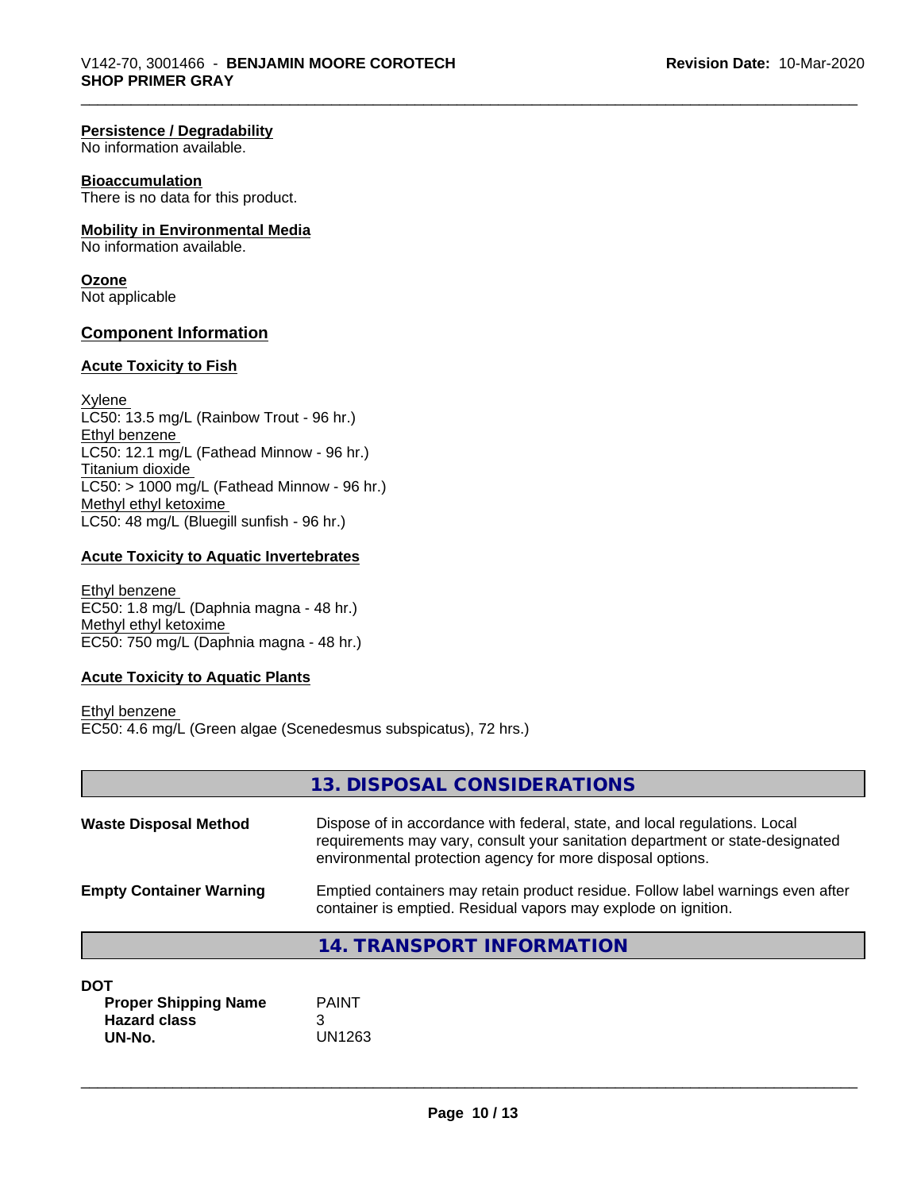**Persistence / Degradability**
No information available.

**Bioaccumulation**
There is no data for this product.

**Mobility in Environmental Media**
No information available.

**Ozone**
Not applicable

## Component Information

**Acute Toxicity to Fish**

Xylene
LC50: 13.5 mg/L (Rainbow Trout - 96 hr.)
Ethyl benzene
LC50: 12.1 mg/L (Fathead Minnow - 96 hr.)
Titanium dioxide
LC50: > 1000 mg/L (Fathead Minnow - 96 hr.)
Methyl ethyl ketoxime
LC50: 48 mg/L (Bluegill sunfish - 96 hr.)

**Acute Toxicity to Aquatic Invertebrates**

Ethyl benzene
EC50: 1.8 mg/L (Daphnia magna - 48 hr.)
Methyl ethyl ketoxime
EC50: 750 mg/L (Daphnia magna - 48 hr.)

**Acute Toxicity to Aquatic Plants**

Ethyl benzene
EC50: 4.6 mg/L (Green algae (Scenedesmus subspicatus), 72 hrs.)

## 13. DISPOSAL CONSIDERATIONS

**Waste Disposal Method** Dispose of in accordance with federal, state, and local regulations. Local requirements may vary, consult your sanitation department or state-designated environmental protection agency for more disposal options.

**Empty Container Warning** Emptied containers may retain product residue. Follow label warnings even after container is emptied. Residual vapors may explode on ignition.

## 14. TRANSPORT INFORMATION

**DOT**

| | |
|---|---|
| **Proper Shipping Name** | PAINT |
| **Hazard class** | 3 |
| **UN-No.** | UN1263 |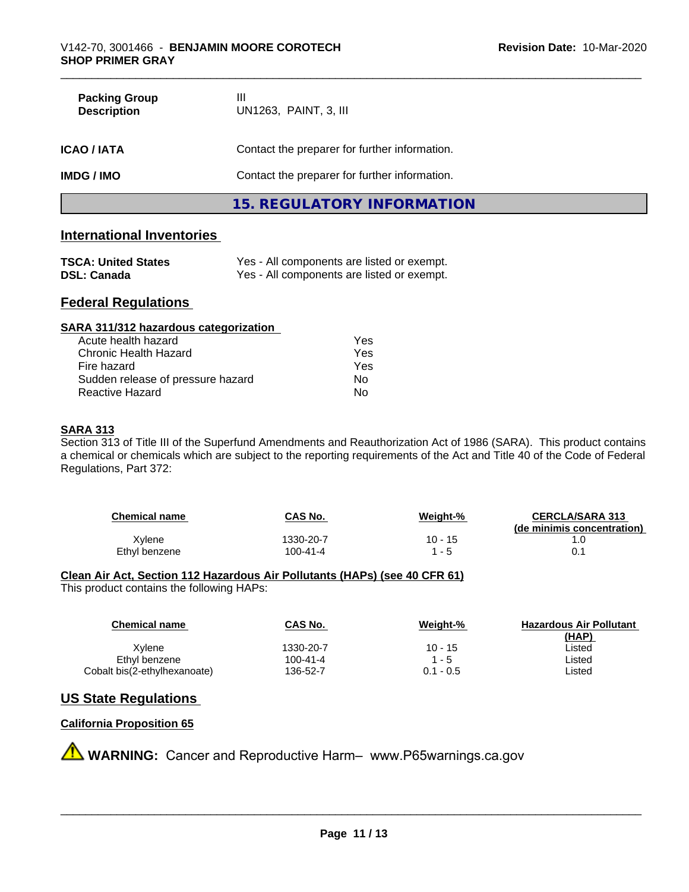| | |
|---|---|
| **Packing Group** | III |
| **Description** | UN1263, PAINT, 3, III |

| | |
|---|---|
| **ICAO / IATA** | Contact the preparer for further information. |
| **IMDG / IMO** | Contact the preparer for further information. |

# 15. REGULATORY INFORMATION

## International Inventories

| | |
|---|---|
| **TSCA: United States** | Yes - All components are listed or exempt. |
| **DSL: Canada** | Yes - All components are listed or exempt. |

## Federal Regulations

**SARA 311/312 hazardous categorization**

| | |
|---|---|
| Acute health hazard | Yes |
| Chronic Health Hazard | Yes |
| Fire hazard | Yes |
| Sudden release of pressure hazard | No |
| Reactive Hazard | No |

**SARA 313**

Section 313 of Title III of the Superfund Amendments and Reauthorization Act of 1986 (SARA). This product contains a chemical or chemicals which are subject to the reporting requirements of the Act and Title 40 of the Code of Federal Regulations, Part 372:

| Chemical name | CAS No. | Weight-% | CERCLA/SARA 313 (de minimis concentration) |
|---|---|---|---|
| Xylene | 1330-20-7 | 10 - 15 | 1.0 |
| Ethyl benzene | 100-41-4 | 1 - 5 | 0.1 |

**Clean Air Act, Section 112 Hazardous Air Pollutants (HAPs) (see 40 CFR 61)**

This product contains the following HAPs:

| Chemical name | CAS No. | Weight-% | Hazardous Air Pollutant (HAP) |
|---|---|---|---|
| Xylene | 1330-20-7 | 10 - 15 | Listed |
| Ethyl benzene | 100-41-4 | 1 - 5 | Listed |
| Cobalt bis(2-ethylhexanoate) | 136-52-7 | 0.1 - 0.5 | Listed |

## US State Regulations

**California Proposition 65**

⚠ **WARNING:** Cancer and Reproductive Harm– www.P65warnings.ca.gov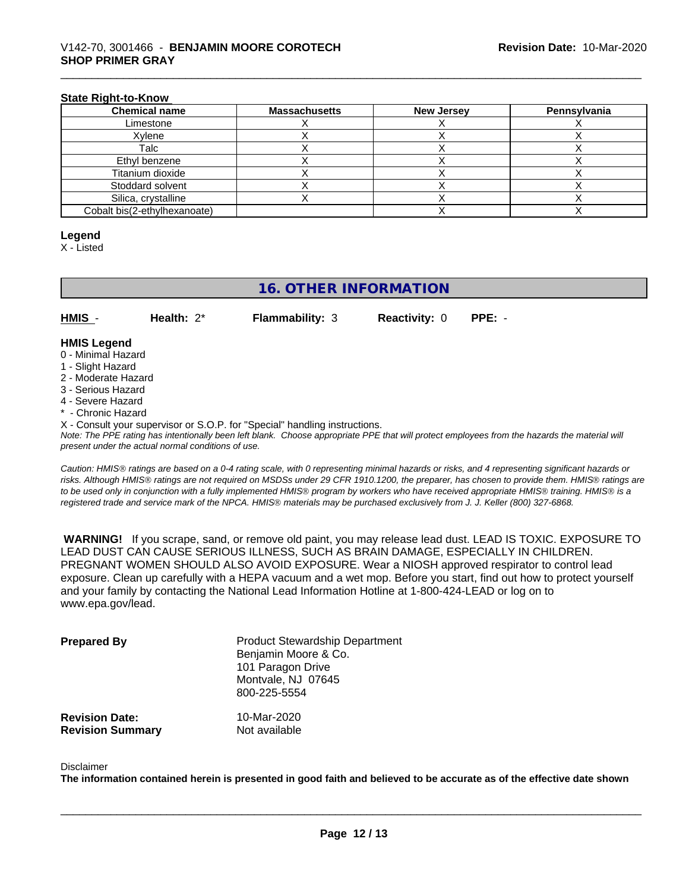**State Right-to-Know**

| Chemical name | Massachusetts | New Jersey | Pennsylvania |
|---|---|---|---|
| Limestone | X | X | X |
| Xylene | X | X | X |
| Talc | X | X | X |
| Ethyl benzene | X | X | X |
| Titanium dioxide | X | X | X |
| Stoddard solvent | X | X | X |
| Silica, crystalline | X | X | X |
| Cobalt bis(2-ethylhexanoate) | | X | X |

**Legend**

X - Listed

## 16. OTHER INFORMATION

**HMIS** - **Health:** 2* **Flammability:** 3 **Reactivity:** 0 **PPE:** -

**HMIS Legend**

0 - Minimal Hazard
1 - Slight Hazard
2 - Moderate Hazard
3 - Serious Hazard
4 - Severe Hazard
* - Chronic Hazard
X - Consult your supervisor or S.O.P. for "Special" handling instructions.

*Note: The PPE rating has intentionally been left blank. Choose appropriate PPE that will protect employees from the hazards the material will present under the actual normal conditions of use.*

*Caution: HMIS® ratings are based on a 0-4 rating scale, with 0 representing minimal hazards or risks, and 4 representing significant hazards or risks. Although HMIS® ratings are not required on MSDSs under 29 CFR 1910.1200, the preparer, has chosen to provide them. HMIS® ratings are to be used only in conjunction with a fully implemented HMIS® program by workers who have received appropriate HMIS® training. HMIS® is a registered trade and service mark of the NPCA. HMIS® materials may be purchased exclusively from J. J. Keller (800) 327-6868.*

**WARNING!** If you scrape, sand, or remove old paint, you may release lead dust. LEAD IS TOXIC. EXPOSURE TO LEAD DUST CAN CAUSE SERIOUS ILLNESS, SUCH AS BRAIN DAMAGE, ESPECIALLY IN CHILDREN. PREGNANT WOMEN SHOULD ALSO AVOID EXPOSURE. Wear a NIOSH approved respirator to control lead exposure. Clean up carefully with a HEPA vacuum and a wet mop. Before you start, find out how to protect yourself and your family by contacting the National Lead Information Hotline at 1-800-424-LEAD or log on to www.epa.gov/lead.

**Prepared By** Product Stewardship Department
Benjamin Moore & Co.
101 Paragon Drive
Montvale, NJ 07645
800-225-5554

**Revision Date:** 10-Mar-2020
**Revision Summary** Not available

Disclaimer

**The information contained herein is presented in good faith and believed to be accurate as of the effective date shown**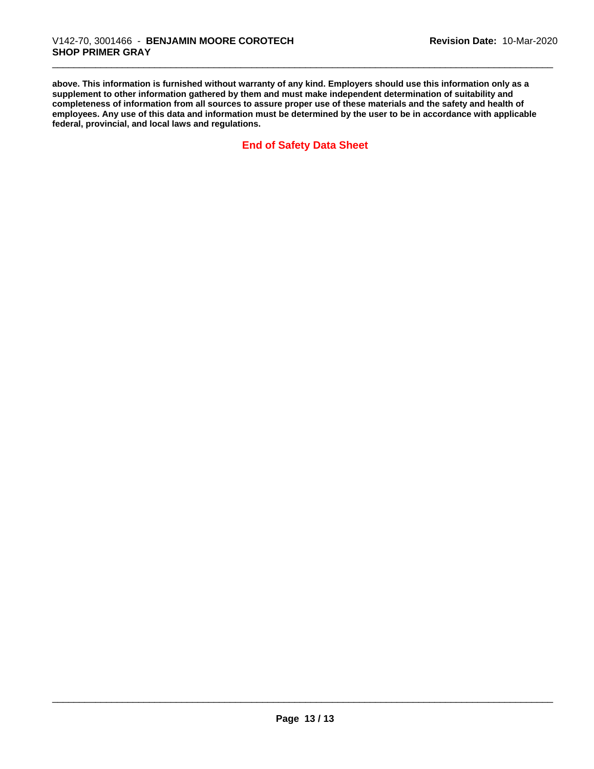**above. This information is furnished without warranty of any kind. Employers should use this information only as a supplement to other information gathered by them and must make independent determination of suitability and completeness of information from all sources to assure proper use of these materials and the safety and health of employees. Any use of this data and information must be determined by the user to be in accordance with applicable federal, provincial, and local laws and regulations.**

**End of Safety Data Sheet**